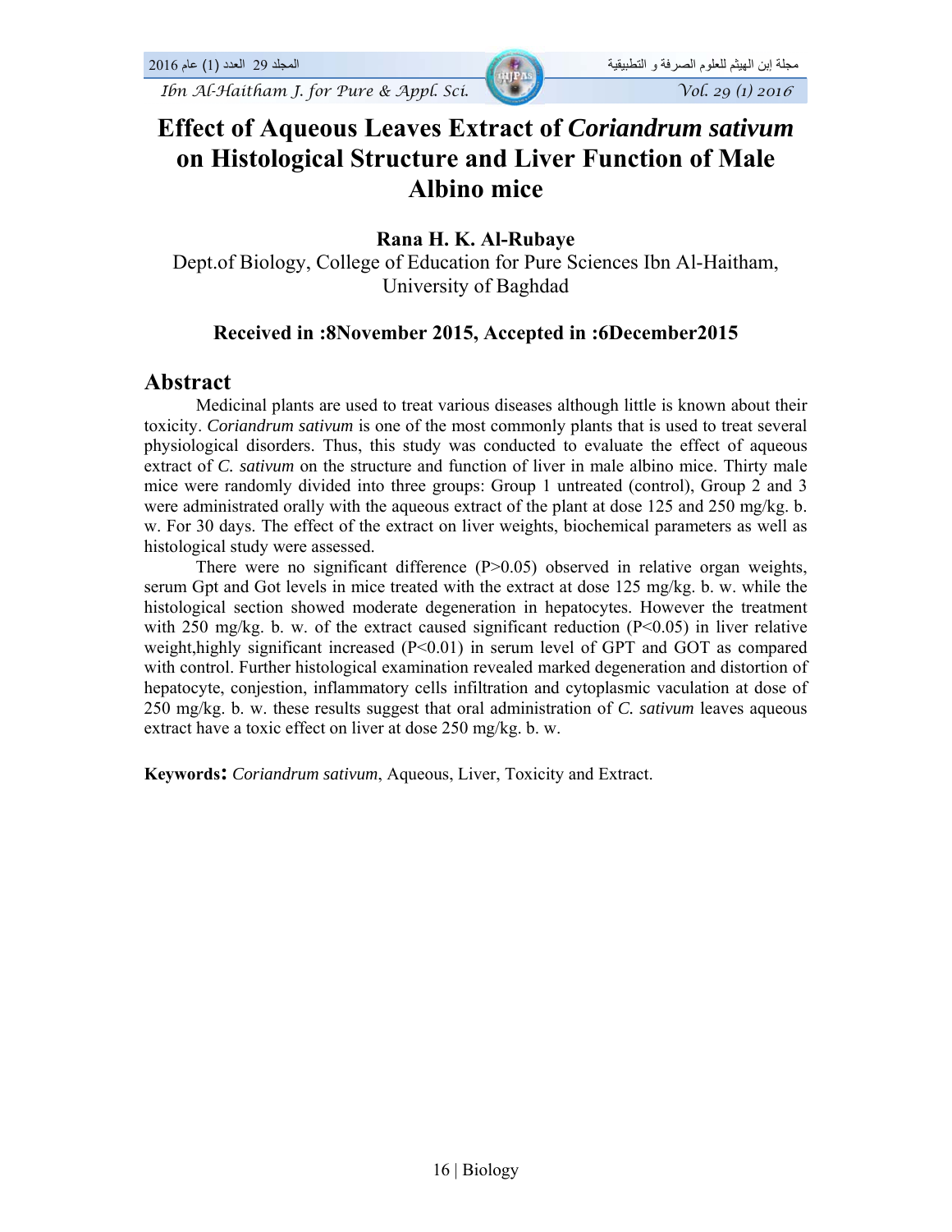# Effect of Aqueous Leaves Extract of *Coriandrum sativum* on Histological Structure and Liver Function of Male Albino mice

**Rana H. K. Al-Rubaye**

Dept.of Biology, College of Education for Pure Sciences Ibn Al-Haitham, University of Baghdad

**Received in :8November 2015, Accepted in :6December2015**

## Abstract

Medicinal plants are used to treat various diseases although little is known about their toxicity. *Coriandrum sativum* is one of the most commonly plants that is used to treat several physiological disorders. Thus, this study was conducted to evaluate the effect of aqueous extract of *C. sativum* on the structure and function of liver in male albino mice. Thirty male mice were randomly divided into three groups: Group 1 untreated (control), Group 2 and 3 were administrated orally with the aqueous extract of the plant at dose 125 and 250 mg/kg. b. w. For 30 days. The effect of the extract on liver weights, biochemical parameters as well as histological study were assessed.

There were no significant difference ($P>0.05$) observed in relative organ weights, serum Gpt and Got levels in mice treated with the extract at dose 125 mg/kg. b. w. while the histological section showed moderate degeneration in hepatocytes. However the treatment with 250 mg/kg. b. w. of the extract caused significant reduction ($P<0.05$) in liver relative weight,highly significant increased ($P<0.01$) in serum level of GPT and GOT as compared with control. Further histological examination revealed marked degeneration and distortion of hepatocyte, conjestion, inflammatory cells infiltration and cytoplasmic vaculation at dose of 250 mg/kg. b. w. these results suggest that oral administration of *C. sativum* leaves aqueous extract have a toxic effect on liver at dose 250 mg/kg. b. w.

**Keywords:** *Coriandrum sativum*, Aqueous, Liver, Toxicity and Extract.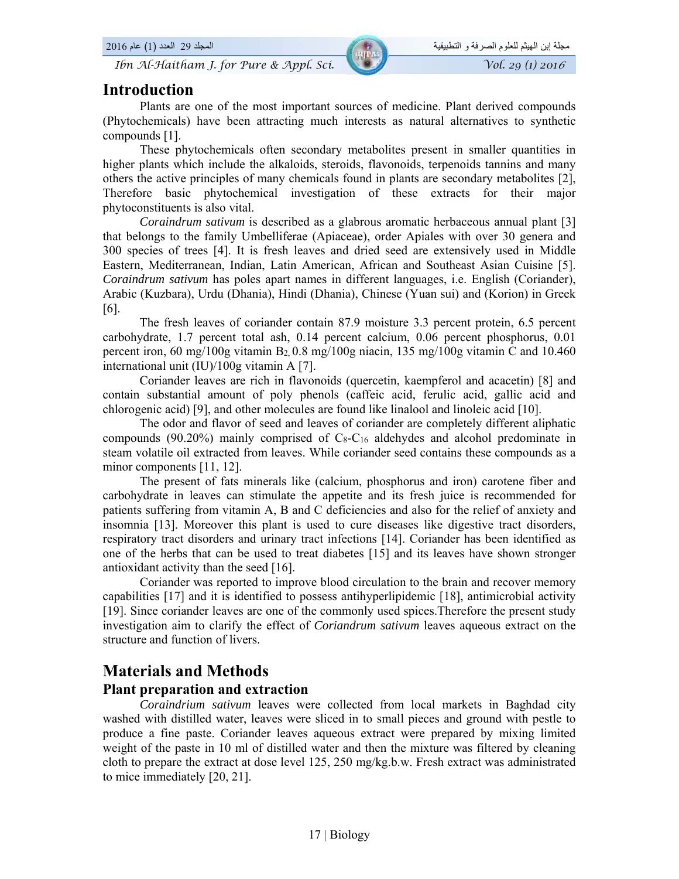# Introduction

Plants are one of the most important sources of medicine. Plant derived compounds (Phytochemicals) have been attracting much interests as natural alternatives to synthetic compounds [1].

These phytochemicals often secondary metabolites present in smaller quantities in higher plants which include the alkaloids, steroids, flavonoids, terpenoids tannins and many others the active principles of many chemicals found in plants are secondary metabolites [2], Therefore basic phytochemical investigation of these extracts for their major phytoconstituents is also vital.

*Coraindrum sativum* is described as a glabrous aromatic herbaceous annual plant [3] that belongs to the family Umbelliferae (Apiaceae), order Apiales with over 30 genera and 300 species of trees [4]. It is fresh leaves and dried seed are extensively used in Middle Eastern, Mediterranean, Indian, Latin American, African and Southeast Asian Cuisine [5]. *Coraindrum sativum* has poles apart names in different languages, i.e. English (Coriander), Arabic (Kuzbara), Urdu (Dhania), Hindi (Dhania), Chinese (Yuan sui) and (Korion) in Greek [6].

The fresh leaves of coriander contain 87.9 moisture 3.3 percent protein, 6.5 percent carbohydrate, 1.7 percent total ash, 0.14 percent calcium, 0.06 percent phosphorus, 0.01 percent iron, 60 mg/100g vitamin $B_2$, 0.8 mg/100g niacin, 135 mg/100g vitamin C and 10.460 international unit (IU)/100g vitamin A [7].

Coriander leaves are rich in flavonoids (quercetin, kaempferol and acacetin) [8] and contain substantial amount of poly phenols (caffeic acid, ferulic acid, gallic acid and chlorogenic acid) [9], and other molecules are found like linalool and linoleic acid [10].

The odor and flavor of seed and leaves of coriander are completely different aliphatic compounds (90.20%) mainly comprised of $C_8$-$C_{16}$ aldehydes and alcohol predominate in steam volatile oil extracted from leaves. While coriander seed contains these compounds as a minor components [11, 12].

The present of fats minerals like (calcium, phosphorus and iron) carotene fiber and carbohydrate in leaves can stimulate the appetite and its fresh juice is recommended for patients suffering from vitamin A, B and C deficiencies and also for the relief of anxiety and insomnia [13]. Moreover this plant is used to cure diseases like digestive tract disorders, respiratory tract disorders and urinary tract infections [14]. Coriander has been identified as one of the herbs that can be used to treat diabetes [15] and its leaves have shown stronger antioxidant activity than the seed [16].

Coriander was reported to improve blood circulation to the brain and recover memory capabilities [17] and it is identified to possess antihyperlipidemic [18], antimicrobial activity [19]. Since coriander leaves are one of the commonly used spices.Therefore the present study investigation aim to clarify the effect of *Coriandrum sativum* leaves aqueous extract on the structure and function of livers.

# Materials and Methods

## Plant preparation and extraction

*Coraindrium sativum* leaves were collected from local markets in Baghdad city washed with distilled water, leaves were sliced in to small pieces and ground with pestle to produce a fine paste. Coriander leaves aqueous extract were prepared by mixing limited weight of the paste in 10 ml of distilled water and then the mixture was filtered by cleaning cloth to prepare the extract at dose level 125, 250 mg/kg.b.w. Fresh extract was administrated to mice immediately [20, 21].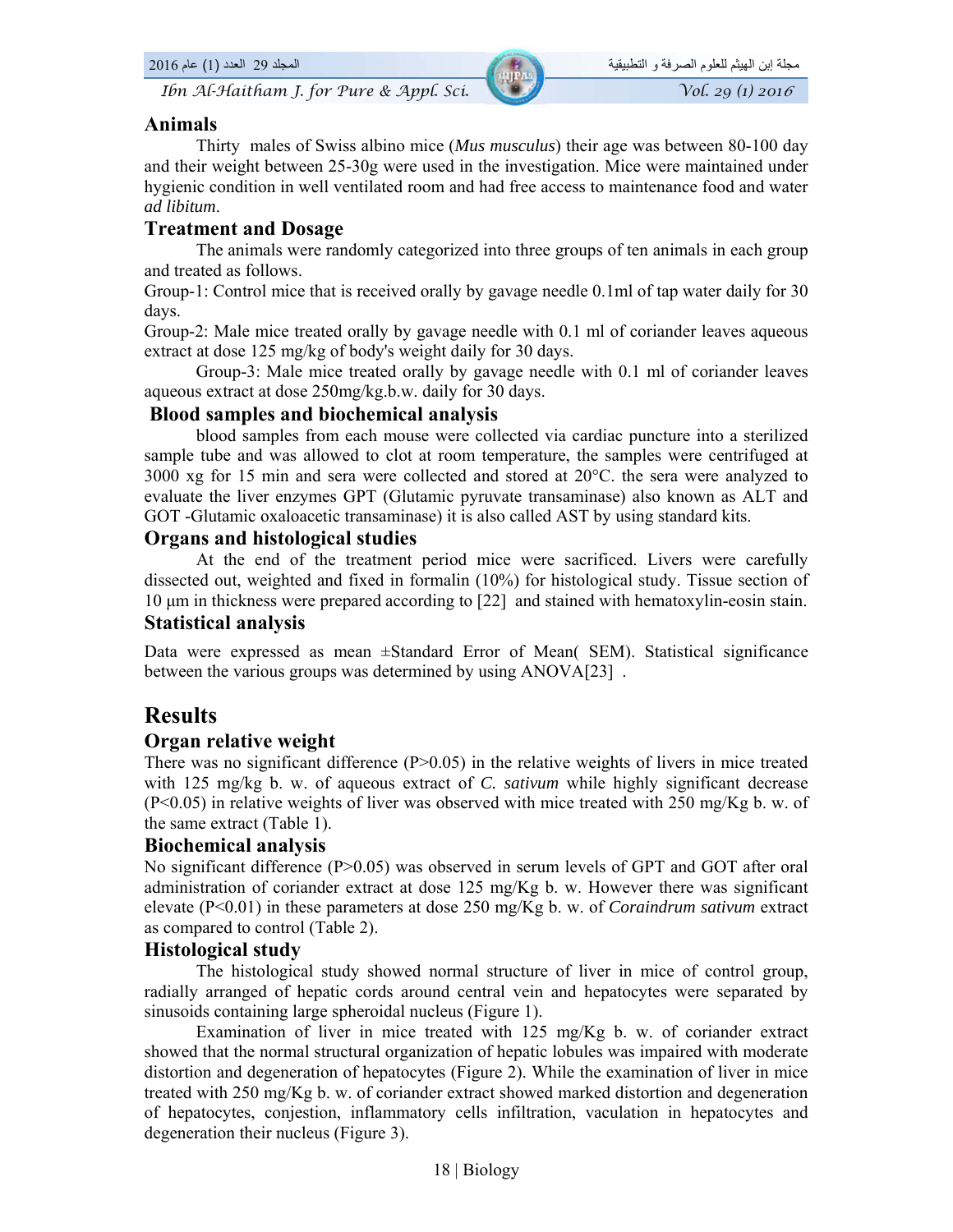## Animals

Thirty males of Swiss albino mice (*Mus musculus*) their age was between 80-100 day and their weight between 25-30g were used in the investigation. Mice were maintained under hygienic condition in well ventilated room and had free access to maintenance food and water *ad libitum*.

## Treatment and Dosage

The animals were randomly categorized into three groups of ten animals in each group and treated as follows.

Group-1: Control mice that is received orally by gavage needle 0.1ml of tap water daily for 30 days.

Group-2: Male mice treated orally by gavage needle with 0.1 ml of coriander leaves aqueous extract at dose 125 mg/kg of body's weight daily for 30 days.

Group-3: Male mice treated orally by gavage needle with 0.1 ml of coriander leaves aqueous extract at dose 250mg/kg.b.w. daily for 30 days.

## Blood samples and biochemical analysis

blood samples from each mouse were collected via cardiac puncture into a sterilized sample tube and was allowed to clot at room temperature, the samples were centrifuged at 3000 xg for 15 min and sera were collected and stored at 20°C. the sera were analyzed to evaluate the liver enzymes GPT (Glutamic pyruvate transaminase) also known as ALT and GOT -Glutamic oxaloacetic transaminase) it is also called AST by using standard kits.

## Organs and histological studies

At the end of the treatment period mice were sacrificed. Livers were carefully dissected out, weighted and fixed in formalin (10%) for histological study. Tissue section of 10 μm in thickness were prepared according to [22] and stained with hematoxylin-eosin stain.

## Statistical analysis

Data were expressed as mean ±Standard Error of Mean( SEM). Statistical significance between the various groups was determined by using ANOVA[23] .

# Results

## Organ relative weight

There was no significant difference ($P>0.05$) in the relative weights of livers in mice treated with 125 mg/kg b. w. of aqueous extract of *C. sativum* while highly significant decrease ($P<0.05$) in relative weights of liver was observed with mice treated with 250 mg/Kg b. w. of the same extract (Table 1).

## Biochemical analysis

No significant difference ($P>0.05$) was observed in serum levels of GPT and GOT after oral administration of coriander extract at dose 125 mg/Kg b. w. However there was significant elevate ($P<0.01$) in these parameters at dose 250 mg/Kg b. w. of *Coraindrum sativum* extract as compared to control (Table 2).

## Histological study

The histological study showed normal structure of liver in mice of control group, radially arranged of hepatic cords around central vein and hepatocytes were separated by sinusoids containing large spheroidal nucleus (Figure 1).

Examination of liver in mice treated with 125 mg/Kg b. w. of coriander extract showed that the normal structural organization of hepatic lobules was impaired with moderate distortion and degeneration of hepatocytes (Figure 2). While the examination of liver in mice treated with 250 mg/Kg b. w. of coriander extract showed marked distortion and degeneration of hepatocytes, conjestion, inflammatory cells infiltration, vaculation in hepatocytes and degeneration their nucleus (Figure 3).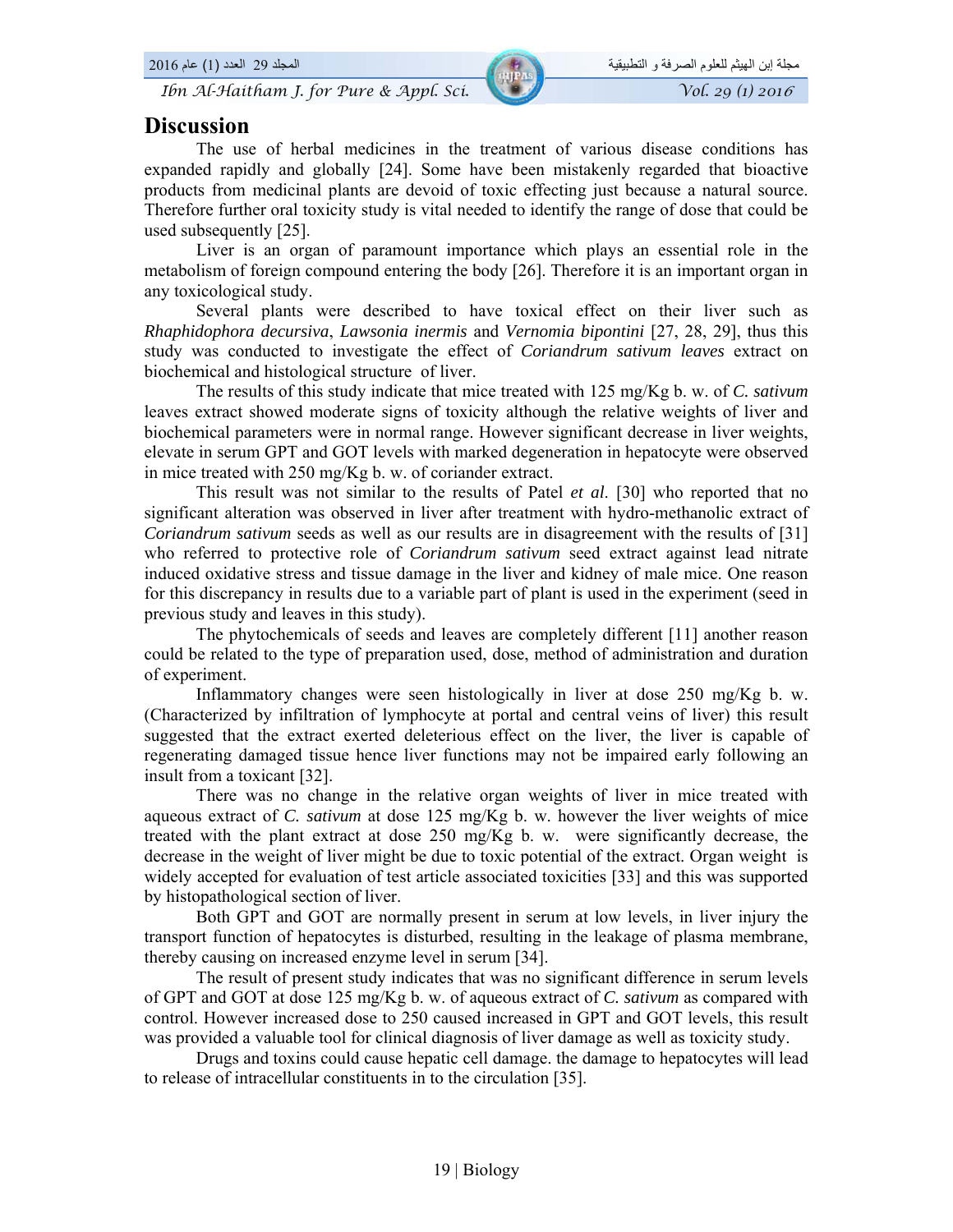# Discussion

The use of herbal medicines in the treatment of various disease conditions has expanded rapidly and globally [24]. Some have been mistakenly regarded that bioactive products from medicinal plants are devoid of toxic effecting just because a natural source. Therefore further oral toxicity study is vital needed to identify the range of dose that could be used subsequently [25].

Liver is an organ of paramount importance which plays an essential role in the metabolism of foreign compound entering the body [26]. Therefore it is an important organ in any toxicological study.

Several plants were described to have toxical effect on their liver such as *Rhaphidophora decursiva*, *Lawsonia inermis* and *Vernomia bipontini* [27, 28, 29], thus this study was conducted to investigate the effect of *Coriandrum sativum leaves* extract on biochemical and histological structure of liver.

The results of this study indicate that mice treated with 125 mg/Kg b. w. of *C. sativum* leaves extract showed moderate signs of toxicity although the relative weights of liver and biochemical parameters were in normal range. However significant decrease in liver weights, elevate in serum GPT and GOT levels with marked degeneration in hepatocyte were observed in mice treated with 250 mg/Kg b. w. of coriander extract.

This result was not similar to the results of Patel *et al*. [30] who reported that no significant alteration was observed in liver after treatment with hydro-methanolic extract of *Coriandrum sativum* seeds as well as our results are in disagreement with the results of [31] who referred to protective role of *Coriandrum sativum* seed extract against lead nitrate induced oxidative stress and tissue damage in the liver and kidney of male mice. One reason for this discrepancy in results due to a variable part of plant is used in the experiment (seed in previous study and leaves in this study).

The phytochemicals of seeds and leaves are completely different [11] another reason could be related to the type of preparation used, dose, method of administration and duration of experiment.

Inflammatory changes were seen histologically in liver at dose 250 mg/Kg b. w. (Characterized by infiltration of lymphocyte at portal and central veins of liver) this result suggested that the extract exerted deleterious effect on the liver, the liver is capable of regenerating damaged tissue hence liver functions may not be impaired early following an insult from a toxicant [32].

There was no change in the relative organ weights of liver in mice treated with aqueous extract of *C. sativum* at dose 125 mg/Kg b. w. however the liver weights of mice treated with the plant extract at dose 250 mg/Kg b. w. were significantly decrease, the decrease in the weight of liver might be due to toxic potential of the extract. Organ weight is widely accepted for evaluation of test article associated toxicities [33] and this was supported by histopathological section of liver.

Both GPT and GOT are normally present in serum at low levels, in liver injury the transport function of hepatocytes is disturbed, resulting in the leakage of plasma membrane, thereby causing on increased enzyme level in serum [34].

The result of present study indicates that was no significant difference in serum levels of GPT and GOT at dose 125 mg/Kg b. w. of aqueous extract of *C. sativum* as compared with control. However increased dose to 250 caused increased in GPT and GOT levels, this result was provided a valuable tool for clinical diagnosis of liver damage as well as toxicity study.

Drugs and toxins could cause hepatic cell damage. the damage to hepatocytes will lead to release of intracellular constituents in to the circulation [35].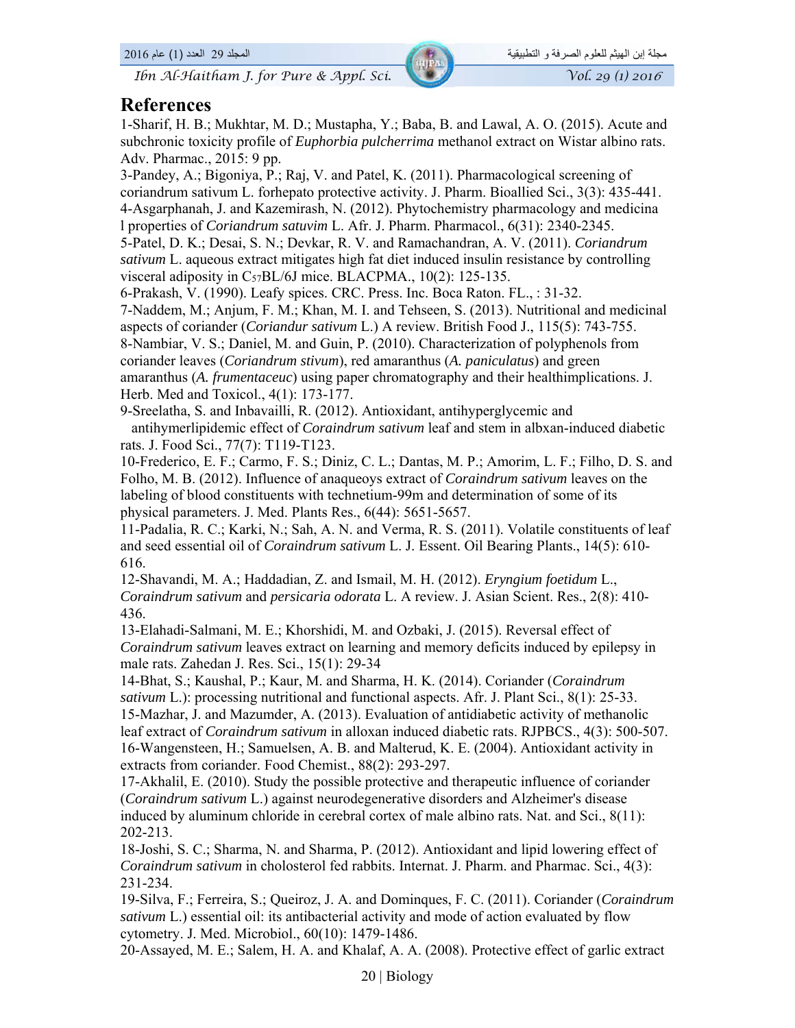# References

1-Sharif, H. B.; Mukhtar, M. D.; Mustapha, Y.; Baba, B. and Lawal, A. O. (2015). Acute and subchronic toxicity profile of *Euphorbia pulcherrima* methanol extract on Wistar albino rats. Adv. Pharmac., 2015: 9 pp.

3-Pandey, A.; Bigoniya, P.; Raj, V. and Patel, K. (2011). Pharmacological screening of coriandrum sativum L. forhepato protective activity. J. Pharm. Bioallied Sci., 3(3): 435-441.

4-Asgarphanah, J. and Kazemirash, N. (2012). Phytochemistry pharmacology and medicina l properties of *Coriandrum satuvim* L. Afr. J. Pharm. Pharmacol., 6(31): 2340-2345.

5-Patel, D. K.; Desai, S. N.; Devkar, R. V. and Ramachandran, A. V. (2011). *Coriandrum sativum* L. aqueous extract mitigates high fat diet induced insulin resistance by controlling visceral adiposity in $C_{57}$BL/6J mice. BLACPMA., 10(2): 125-135.

6-Prakash, V. (1990). Leafy spices. CRC. Press. Inc. Boca Raton. FL., : 31-32.

7-Naddem, M.; Anjum, F. M.; Khan, M. I. and Tehseen, S. (2013). Nutritional and medicinal aspects of coriander (*Coriandur sativum* L.) A review. British Food J., 115(5): 743-755.

8-Nambiar, V. S.; Daniel, M. and Guin, P. (2010). Characterization of polyphenols from coriander leaves (*Coriandrum stivum*), red amaranthus (*A. paniculatus*) and green amaranthus (*A. frumentaceuc*) using paper chromatography and their healthimplications. J. Herb. Med and Toxicol., 4(1): 173-177.

9-Sreelatha, S. and Inbavailli, R. (2012). Antioxidant, antihyperglycemic and antihymerlipidemic effect of *Coraindrum sativum* leaf and stem in albxan-induced diabetic rats. J. Food Sci., 77(7): T119-T123.

10-Frederico, E. F.; Carmo, F. S.; Diniz, C. L.; Dantas, M. P.; Amorim, L. F.; Filho, D. S. and Folho, M. B. (2012). Influence of anaqueoys extract of *Coraindrum sativum* leaves on the labeling of blood constituents with technetium-99m and determination of some of its physical parameters. J. Med. Plants Res., 6(44): 5651-5657.

11-Padalia, R. C.; Karki, N.; Sah, A. N. and Verma, R. S. (2011). Volatile constituents of leaf and seed essential oil of *Coraindrum sativum* L. J. Essent. Oil Bearing Plants., 14(5): 610-616.

12-Shavandi, M. A.; Haddadian, Z. and Ismail, M. H. (2012). *Eryngium foetidum* L., *Coraindrum sativum* and *persicaria odorata* L. A review. J. Asian Scient. Res., 2(8): 410-436.

13-Elahadi-Salmani, M. E.; Khorshidi, M. and Ozbaki, J. (2015). Reversal effect of *Coraindrum sativum* leaves extract on learning and memory deficits induced by epilepsy in male rats. Zahedan J. Res. Sci., 15(1): 29-34

14-Bhat, S.; Kaushal, P.; Kaur, M. and Sharma, H. K. (2014). Coriander (*Coraindrum sativum* L.): processing nutritional and functional aspects. Afr. J. Plant Sci., 8(1): 25-33.

15-Mazhar, J. and Mazumder, A. (2013). Evaluation of antidiabetic activity of methanolic leaf extract of *Coraindrum sativum* in alloxan induced diabetic rats. RJPBCS., 4(3): 500-507.

16-Wangensteen, H.; Samuelsen, A. B. and Malterud, K. E. (2004). Antioxidant activity in extracts from coriander. Food Chemist., 88(2): 293-297.

17-Akhalil, E. (2010). Study the possible protective and therapeutic influence of coriander (*Coraindrum sativum* L.) against neurodegenerative disorders and Alzheimer's disease induced by aluminum chloride in cerebral cortex of male albino rats. Nat. and Sci., 8(11): 202-213.

18-Joshi, S. C.; Sharma, N. and Sharma, P. (2012). Antioxidant and lipid lowering effect of *Coraindrum sativum* in cholesterol fed rabbits. Internat. J. Pharm. and Pharmac. Sci., 4(3): 231-234.

19-Silva, F.; Ferreira, S.; Queiroz, J. A. and Dominques, F. C. (2011). Coriander (*Coraindrum sativum* L.) essential oil: its antibacterial activity and mode of action evaluated by flow cytometry. J. Med. Microbiol., 60(10): 1479-1486.

20-Assayed, M. E.; Salem, H. A. and Khalaf, A. A. (2008). Protective effect of garlic extract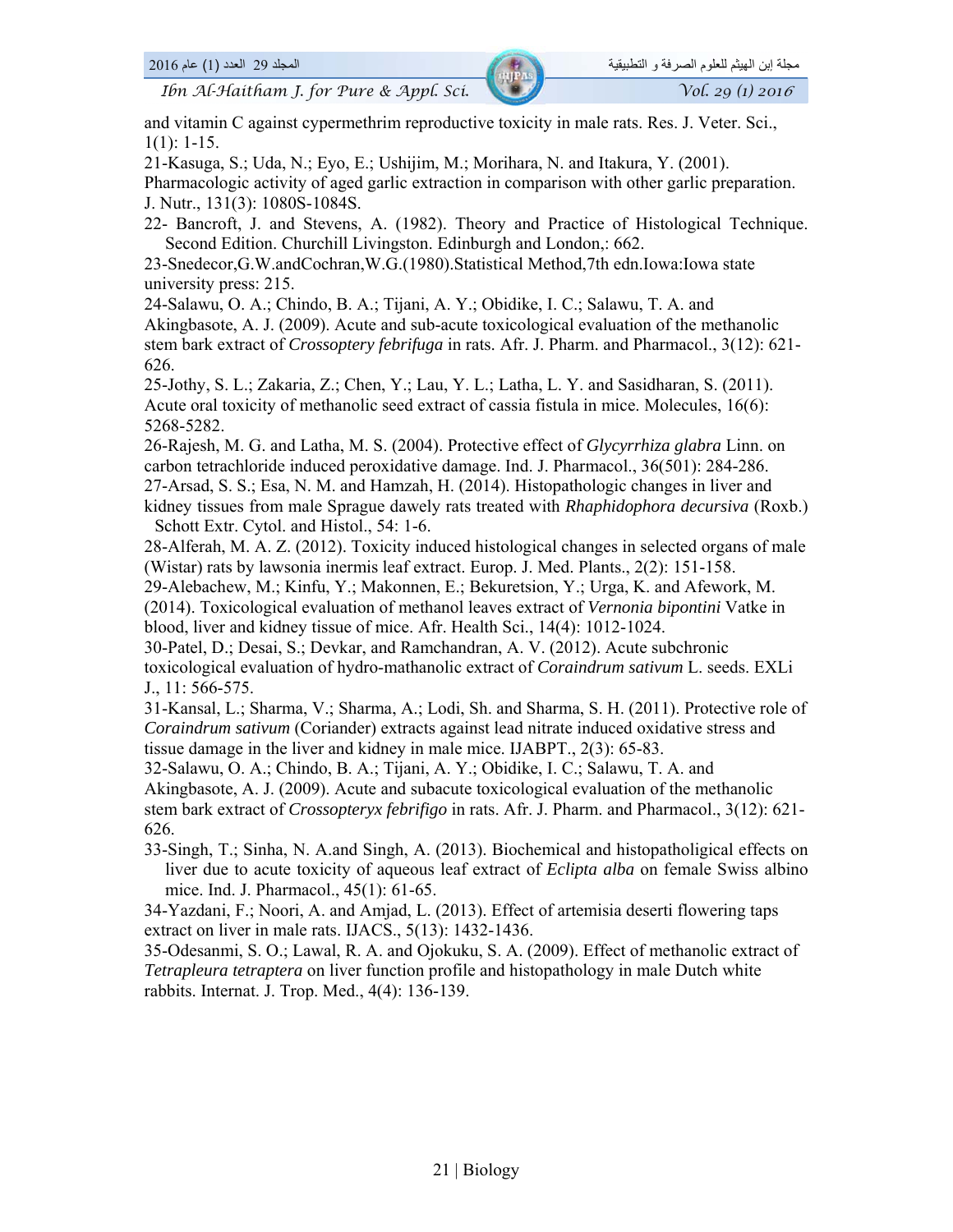and vitamin C against cypermethrim reproductive toxicity in male rats. Res. J. Veter. Sci., 1(1): 1-15.

21-Kasuga, S.; Uda, N.; Eyo, E.; Ushijim, M.; Morihara, N. and Itakura, Y. (2001). Pharmacologic activity of aged garlic extraction in comparison with other garlic preparation. J. Nutr., 131(3): 1080S-1084S.

22- Bancroft, J. and Stevens, A. (1982). Theory and Practice of Histological Technique. Second Edition. Churchill Livingston. Edinburgh and London,: 662.

23-Snedecor,G.W.andCochran,W.G.(1980).Statistical Method,7th edn.Iowa:Iowa state university press: 215.

24-Salawu, O. A.; Chindo, B. A.; Tijani, A. Y.; Obidike, I. C.; Salawu, T. A. and Akingbasote, A. J. (2009). Acute and sub-acute toxicological evaluation of the methanolic stem bark extract of *Crossoptery febrifuga* in rats. Afr. J. Pharm. and Pharmacol., 3(12): 621-626.

25-Jothy, S. L.; Zakaria, Z.; Chen, Y.; Lau, Y. L.; Latha, L. Y. and Sasidharan, S. (2011). Acute oral toxicity of methanolic seed extract of cassia fistula in mice. Molecules, 16(6): 5268-5282.

26-Rajesh, M. G. and Latha, M. S. (2004). Protective effect of *Glycyrrhiza glabra* Linn. on carbon tetrachloride induced peroxidative damage. Ind. J. Pharmacol., 36(501): 284-286.

27-Arsad, S. S.; Esa, N. M. and Hamzah, H. (2014). Histopathologic changes in liver and kidney tissues from male Sprague dawely rats treated with *Rhaphidophora decursiva* (Roxb.) Schott Extr. Cytol. and Histol., 54: 1-6.

28-Alferah, M. A. Z. (2012). Toxicity induced histological changes in selected organs of male (Wistar) rats by lawsonia inermis leaf extract. Europ. J. Med. Plants., 2(2): 151-158.

29-Alebachew, M.; Kinfu, Y.; Makonnen, E.; Bekuretsion, Y.; Urga, K. and Afework, M. (2014). Toxicological evaluation of methanol leaves extract of *Vernonia bipontini* Vatke in blood, liver and kidney tissue of mice. Afr. Health Sci., 14(4): 1012-1024.

30-Patel, D.; Desai, S.; Devkar, and Ramchandran, A. V. (2012). Acute subchronic toxicological evaluation of hydro-mathanolic extract of *Coraindrum sativum* L. seeds. EXLi J., 11: 566-575.

31-Kansal, L.; Sharma, V.; Sharma, A.; Lodi, Sh. and Sharma, S. H. (2011). Protective role of *Coraindrum sativum* (Coriander) extracts against lead nitrate induced oxidative stress and tissue damage in the liver and kidney in male mice. IJABPT., 2(3): 65-83.

32-Salawu, O. A.; Chindo, B. A.; Tijani, A. Y.; Obidike, I. C.; Salawu, T. A. and Akingbasote, A. J. (2009). Acute and subacute toxicological evaluation of the methanolic stem bark extract of *Crossopteryx febrifigo* in rats. Afr. J. Pharm. and Pharmacol., 3(12): 621-626.

33-Singh, T.; Sinha, N. A.and Singh, A. (2013). Biochemical and histopatholigical effects on liver due to acute toxicity of aqueous leaf extract of *Eclipta alba* on female Swiss albino mice. Ind. J. Pharmacol., 45(1): 61-65.

34-Yazdani, F.; Noori, A. and Amjad, L. (2013). Effect of artemisia deserti flowering taps extract on liver in male rats. IJACS., 5(13): 1432-1436.

35-Odesanmi, S. O.; Lawal, R. A. and Ojokuku, S. A. (2009). Effect of methanolic extract of *Tetrapleura tetraptera* on liver function profile and histopathology in male Dutch white rabbits. Internat. J. Trop. Med., 4(4): 136-139.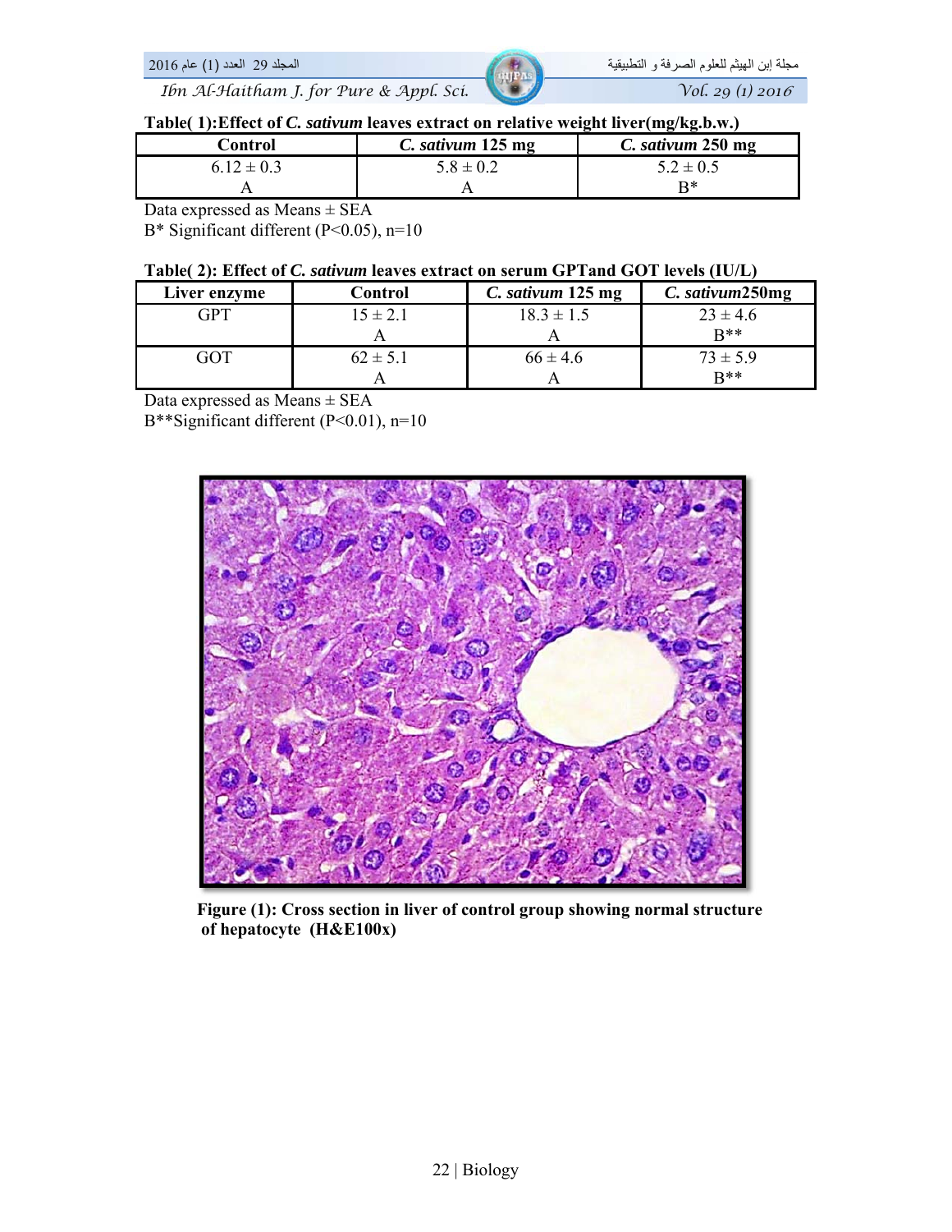**Table( 1):Effect of *C. sativum* leaves extract on relative weight liver(mg/kg.b.w.)**

| Control | *C. sativum* 125 mg | *C. sativum* 250 mg |
|---|---|---|
| 6.12 ± 0.3<br>A | 5.8 ± 0.2<br>A | 5.2 ± 0.5<br>B* |

Data expressed as Means ± SEA
B* Significant different ($P<0.05$), n=10

**Table( 2): Effect of *C. sativum* leaves extract on serum GPTand GOT levels (IU/L)**

| Liver enzyme | Control | *C. sativum* 125 mg | *C. sativum*250mg |
|---|---|---|---|
| GPT | 15 ± 2.1<br>A | 18.3 ± 1.5<br>A | 23 ± 4.6<br>B** |
| GOT | 62 ± 5.1<br>A | 66 ± 4.6<br>A | 73 ± 5.9<br>B** |

Data expressed as Means ± SEA
B**Significant different ($P<0.01$), n=10

**Figure (1): Cross section in liver of control group showing normal structure of hepatocyte (H&E100x)**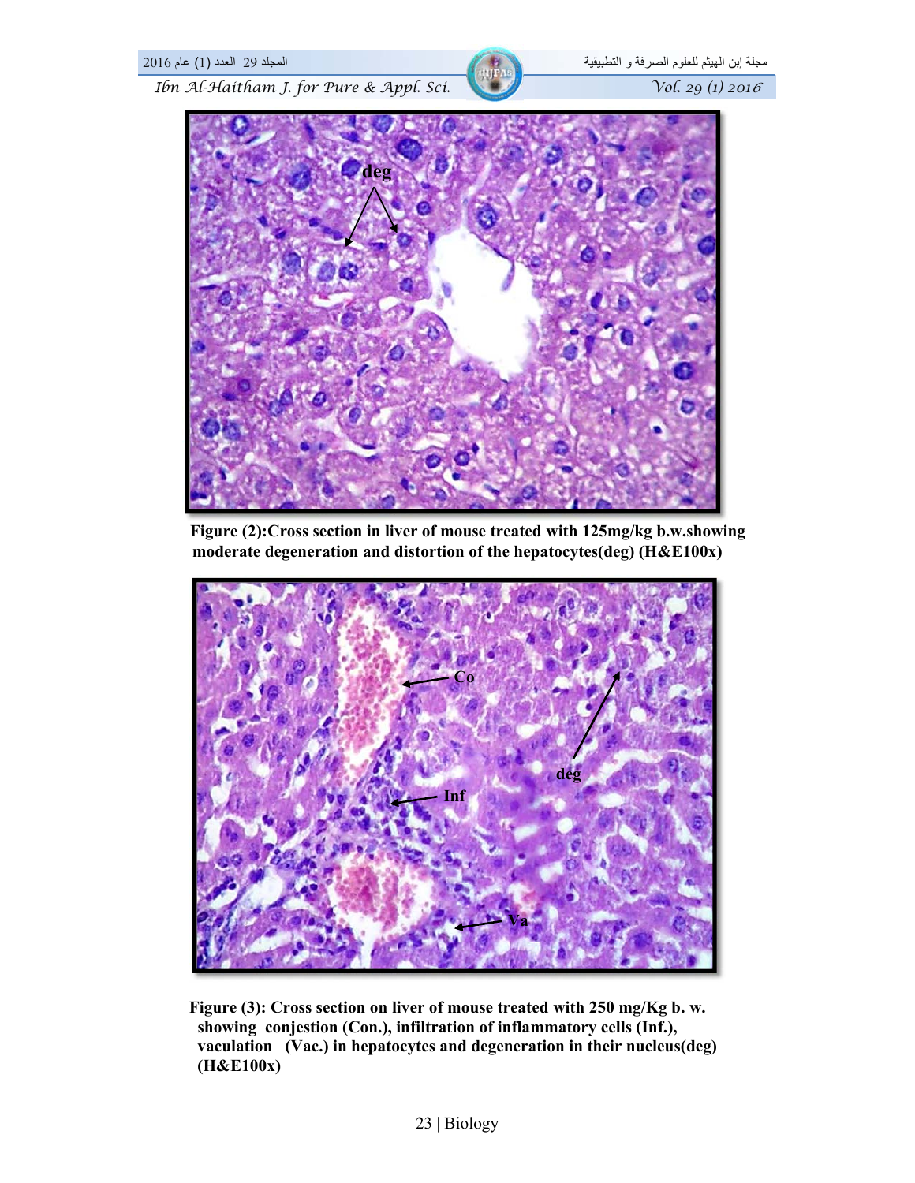**Figure (2):Cross section in liver of mouse treated with 125mg/kg b.w.showing moderate degeneration and distortion of the hepatocytes(deg) (H&E100x)**

**Figure (3): Cross section on liver of mouse treated with 250 mg/Kg b. w. showing conjestion (Con.), infiltration of inflammatory cells (Inf.), vaculation (Vac.) in hepatocytes and degeneration in their nucleus(deg) (H&E100x)**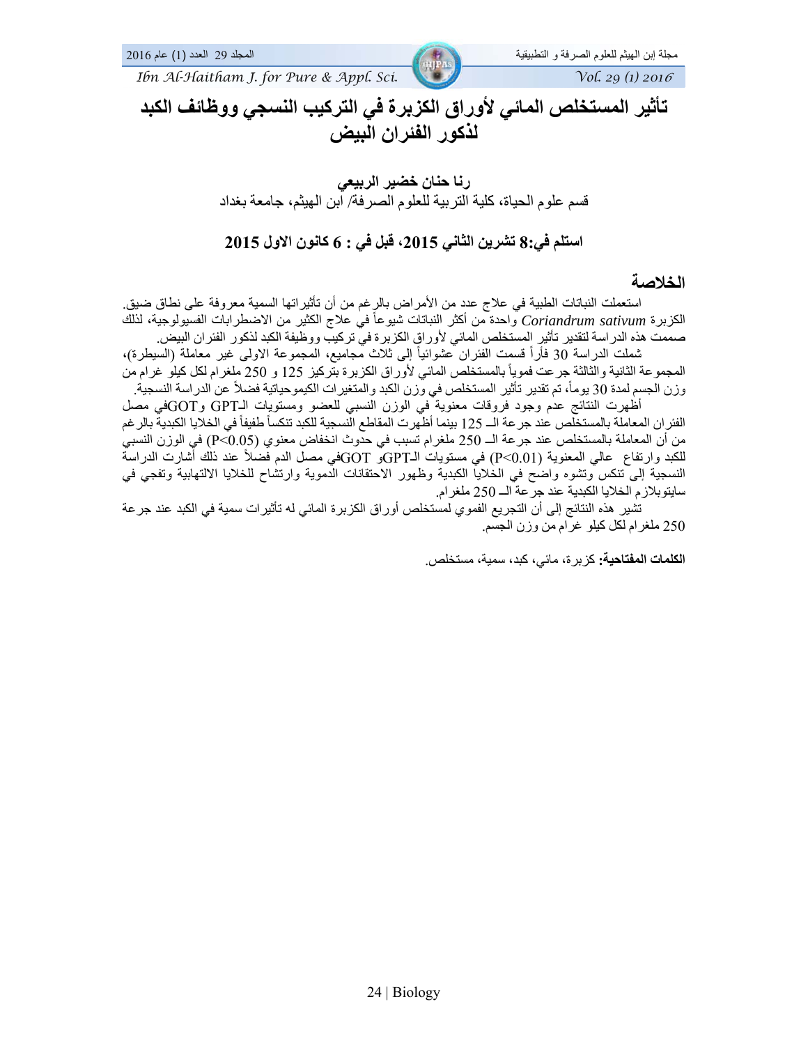# تأثير المستخلص المائي لأوراق الكزبرة في التركيب النسجي ووظائف الكبد لذكور الفئران البيض

**رنا حنان خضير الربيعي**

قسم علوم الحياة، كلية التربية للعلوم الصرفة/ ابن الهيثم، جامعة بغداد

**استلم في:8 تشرين الثاني 2015، قبل في : 6 كانون الاول 2015**

## الخلاصة

استعملت النباتات الطبية في علاج عدد من الأمراض بالرغم من أن تأثيراتها السمية معروفة على نطاق ضيق. الكزبرة *Coriandrum sativum* واحدة من أكثر النباتات شيوعاً في علاج الكثير من الاضطرابات الفسيولوجية، لذلك صممت هذه الدراسة لتقدير تأثير المستخلص المائي لأوراق الكزبرة في تركيب ووظيفة الكبد لذكور الفئران البيض.

شملت الدراسة 30 فأراً قسمت الفئران عشوائياً إلى ثلاث مجاميع، المجموعة الاولى غير معاملة (السيطرة)، المجموعة الثانية والثالثة جرعت فموياً بالمستخلص المائي لأوراق الكزبرة بتركيز 125 و 250 ملغرام لكل كيلو غرام من وزن الجسم لمدة 30 يوماً، تم تقدير تأثير المستخلص في وزن الكبد والمتغيرات الكيموحياتية فضلاً عن الدراسة النسجية.

أظهرت النتائج عدم وجود فروقات معنوية في الوزن النسبي للعضو ومستويات الـGPT وGOTفي مصل الفئران المعاملة بالمستخلص عند جرعة الـ 125 بينما أظهرت المقاطع النسجية للكبد تنكساً طفيفاً في الخلايا الكبدية بالرغم من أن المعاملة بالمستخلص عند جرعة الـ 250 ملغرام تسبب في حدوث انخفاض معنوي ($P<0.05$) في الوزن النسبي للكبد وارتفاع عالي المعنوية ($P<0.01$) في مستويات الـGPTو GOTفي مصل الدم فضلاً عند ذلك أشارت الدراسة النسجية إلى تنكس وتشوه واضح في الخلايا الكبدية وظهور الاحتقانات الدموية وارتشاح للخلايا الالتهابية وتفجي في سايتوبلازم الخلايا الكبدية عند جرعة الـ 250 ملغرام.

تشير هذه النتائج إلى أن التجريع الفموي لمستخلص أوراق الكزبرة المائي له تأثيرات سمية في الكبد عند جرعة 250 ملغرام لكل كيلو غرام من وزن الجسم.

**الكلمات المفتاحية:** كزبرة، مائي، كبد، سمية، مستخلص.